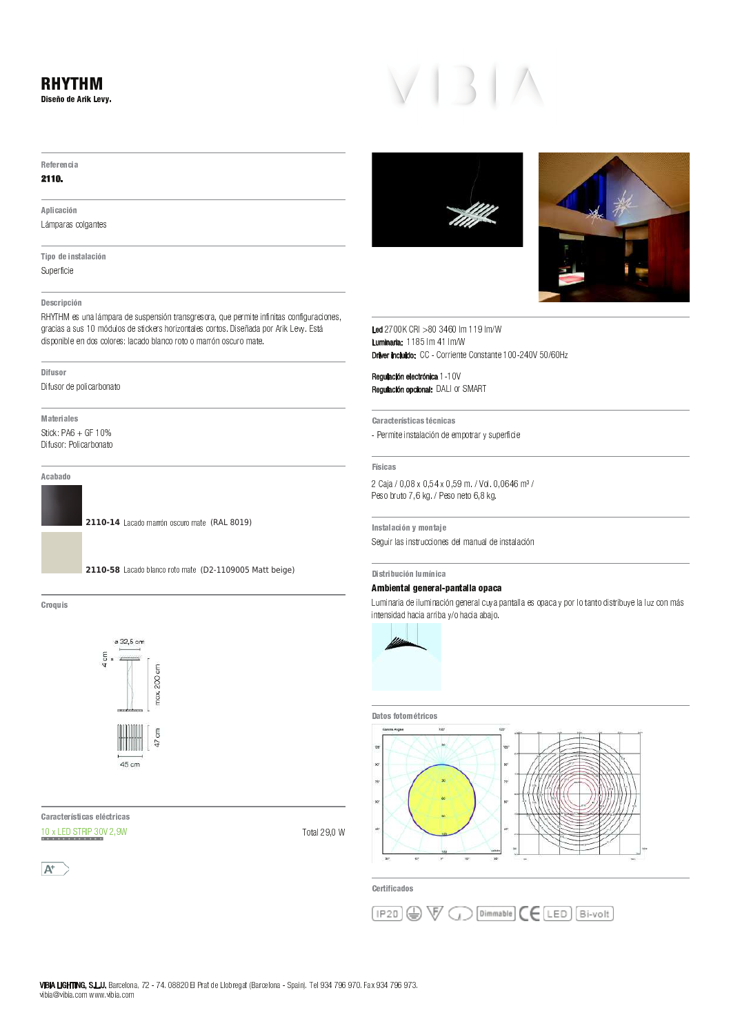# RHYTHM

**Diseño de Arik Levy.**

**Referencia**

**2110.**

**Aplicación**

Lámparas colgantes

**Tipo de instalación**

Superficie

**Descripción**

RHYTHM es una lámpara de suspensión transgresora, que permite infinitas configuraciones, gracias a sus 10 módulos de stickers horizontales cortos. Diseñada por Arik Levy. Está disponible en dos colores: lacado blanco roto o marrón oscuro mate.

**Difusor**

Difusor de policarbonato

**Materiales**

Stick: PA6 + GF 10%
Difusor: Policarbonato

**Acabado**

**2110-14** Lacado marrón oscuro mate (RAL 8019)

**2110-58** Lacado blanco roto mate (D2-1109005 Matt beige)

**Croquis**

ø 32,5 cm
4 cm
max. 200 cm
47 cm
45 cm

**Características eléctricas**

10 x LED STRIP 30V 2,9W — Total 29,0 W

A+

**Led** 2700K CRI >80 3460 lm 119 lm/W
**Luminaria:** 1185 lm 41 lm/W
**Driver Incluido:** CC - Corriente Constante 100-240V 50/60Hz

**Regulación electrónica** 1-10V
**Regulación opcional:** DALI or SMART

**Características técnicas**

- Permite instalación de empotrar y superficie

**Físicas**

2 Caja / 0,08 x 0,54 x 0,59 m. / Vol. 0,0646 m³ /
Peso bruto 7,6 kg. / Peso neto 6,8 kg.

**Instalación y montaje**

Seguir las instrucciones del manual de instalación

**Distribución lumínica**

**Ambiental general-pantalla opaca**

Luminaria de iluminación general cuya pantalla es opaca y por lo tanto distribuye la luz con más intensidad hacia arriba y/o hacia abajo.

**Datos fotométricos**

**Certificados**

IP20 · Dimmable · CE · LED · Bi-volt

**VIBIA LIGHTING, S.L.U.** Barcelona, 72 - 74. 08820 El Prat de Llobregat (Barcelona - Spain). Tel 934 796 970. Fax 934 796 973.
vibia@vibia.com www.vibia.com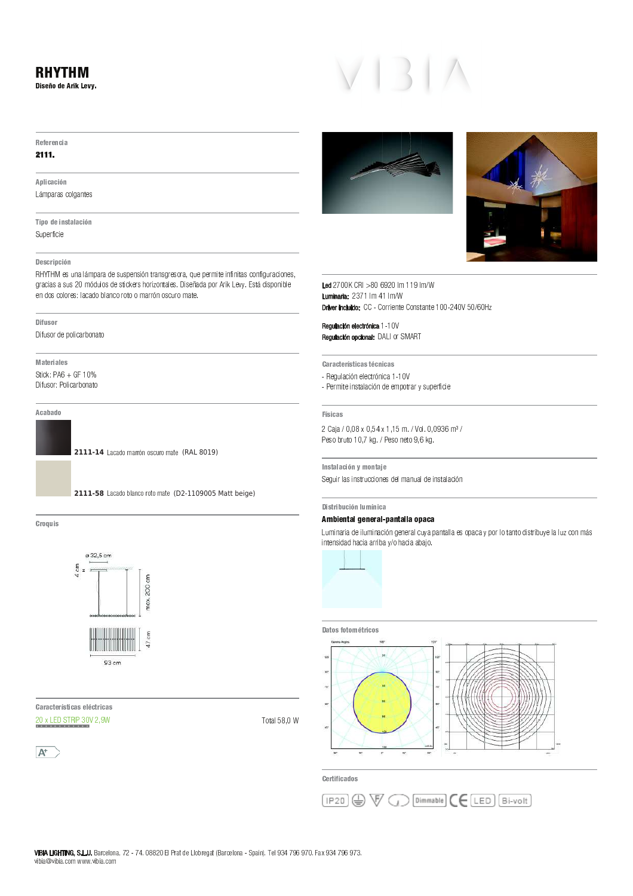# RHYTHM

**Diseño de Arik Levy.**

**Referencia**

**2111.**

**Aplicación**

Lámparas colgantes

**Tipo de instalación**

Superficie

**Descripción**

RHYTHM es una lámpara de suspensión transgresora, que permite infinitas configuraciones, gracias a sus 20 módulos de stickers horizontales. Diseñada por Arik Levy. Está disponible en dos colores: lacado blanco roto o marrón oscuro mate.

**Difusor**

Difusor de policarbonato

**Materiales**

Stick: PA6 + GF 10%
Difusor: Policarbonato

**Acabado**

**2111-14** Lacado marrón oscuro mate (RAL 8019)

**2111-58** Lacado blanco roto mate (D2-1109005 Matt beige)

**Croquis**

ø 32,5 cm
4 cm
max. 200 cm
4,7 cm
93 cm

**Características eléctricas**

20 x LED STRIP 30V 2,9W — Total 58,0 W

A+

**Led** 2700K CRI >80 6920 lm 119 lm/W
**Luminaria:** 2371 lm 41 lm/W
**Driver Incluido:** CC - Corriente Constante 100-240V 50/60Hz

**Regulación electrónica** 1-10V
**Regulación opcional:** DALI or SMART

**Características técnicas**

- Regulación electrónica 1-10V
- Permite instalación de empotrar y superficie

**Físicas**

2 Caja / 0,08 x 0,54 x 1,15 m. / Vol. 0,0936 m³ /
Peso bruto 10,7 kg. / Peso neto 9,6 kg.

**Instalación y montaje**

Seguir las instrucciones del manual de instalación

**Distribución lumínica**

**Ambiental general-pantalla opaca**

Luminaria de iluminación general cuya pantalla es opaca y por lo tanto distribuye la luz con más intensidad hacia arriba y/o hacia abajo.

**Datos fotométricos**

**Certificados**

IP20 · Dimmable · CE · LED · Bi-volt

**VIBIA LIGHTING, S.L.U.** Barcelona, 72 - 74. 08820 El Prat de Llobregat (Barcelona - Spain). Tel 934 796 970. Fax 934 796 973.
vibia@vibia.com www.vibia.com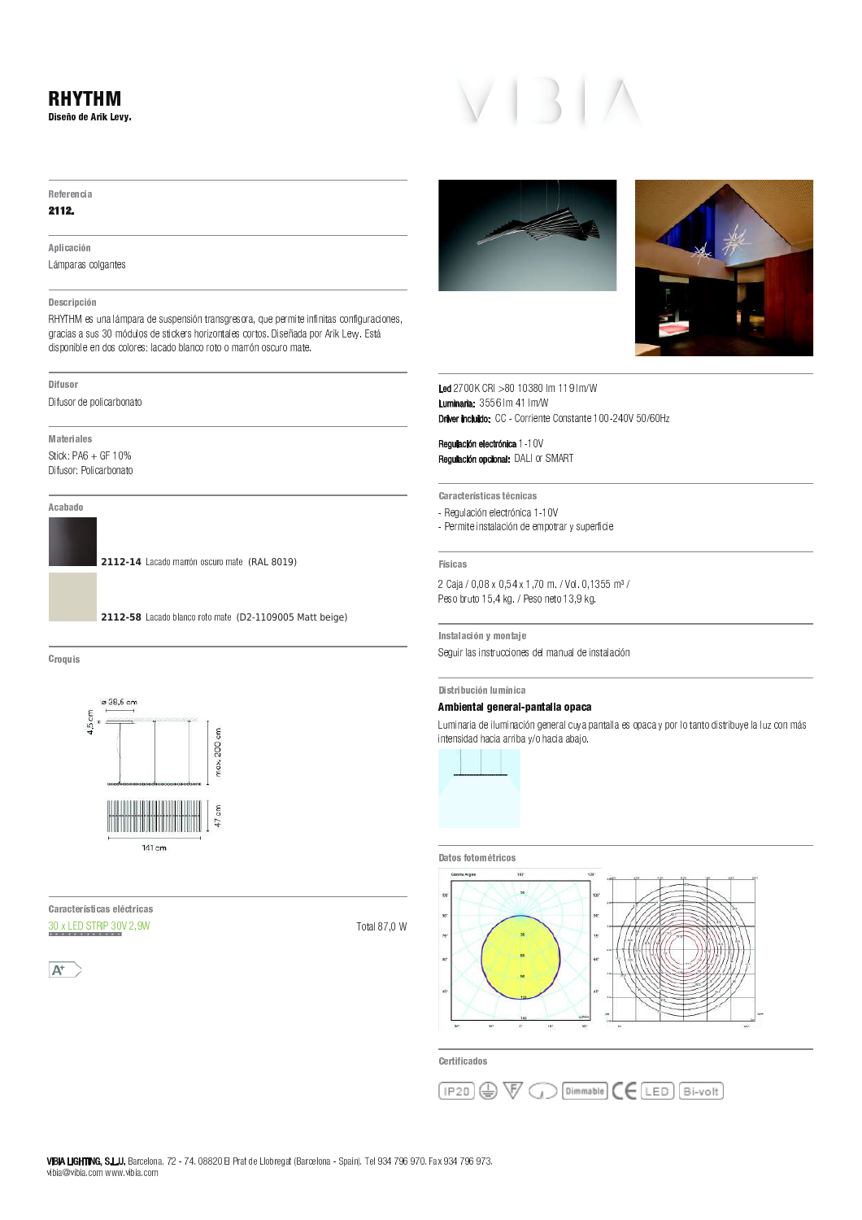# RHYTHM

**Diseño de Arik Levy.**

VIBIA

### Referencia

**2112.**

### Aplicación

Lámparas colgantes

### Descripción

RHYTHM es una lámpara de suspensión transgresora, que permite infinitas configuraciones, gracias a sus 30 módulos de stickers horizontales cortos. Diseñada por Arik Levy. Está disponible en dos colores: lacado blanco roto o marrón oscuro mate.

### Difusor

Difusor de policarbonato

### Materiales

Stick: PA6 + GF 10%
Difusor: Policarbonato

### Acabado

**2112-14** Lacado marrón oscuro mate (RAL 8019)

**2112-58** Lacado blanco roto mate (D2-1109005 Matt beige)

### Croquis

ø 39,5 cm
4,5 cm
max. 200 cm
47 cm
141 cm

### Características eléctricas

30 x LED STRIP 30V 2,9W — Total 87,0 W

A+

**Led** 2700K CRI >80 10380 lm 119lm/W
**Luminaria:** 3556lm 41 lm/W
**Driver Incluido:** CC - Corriente Constante 100-240V 50/60Hz

**Regulación electrónica** 1-10V
**Regulación opcional:** DALI or SMART

### Características técnicas

- Regulación electrónica 1-10V
- Permite instalación de empotrar y superficie

### Físicas

2 Caja / 0,08 x 0,54 x 1,70 m. / Vol. 0,1355 m³ /
Peso bruto 15,4 kg. / Peso neto 13,9 kg.

### Instalación y montaje

Seguir las instrucciones del manual de instalación

### Distribución lumínica

**Ambiental general-pantalla opaca**

Luminaria de iluminación general cuya pantalla es opaca y por lo tanto distribuye la luz con más intensidad hacia arriba y/o hacia abajo.

### Datos fotométricos

### Certificados

IP20, Dimmable, CE, LED, Bi-volt

**VIBIA LIGHTING, S.L.U.** Barcelona, 72 - 74. 08820 El Prat de Llobregat (Barcelona - Spain). Tel 934 796 970. Fax 934 796 973.
vibia@vibia.com www.vibia.com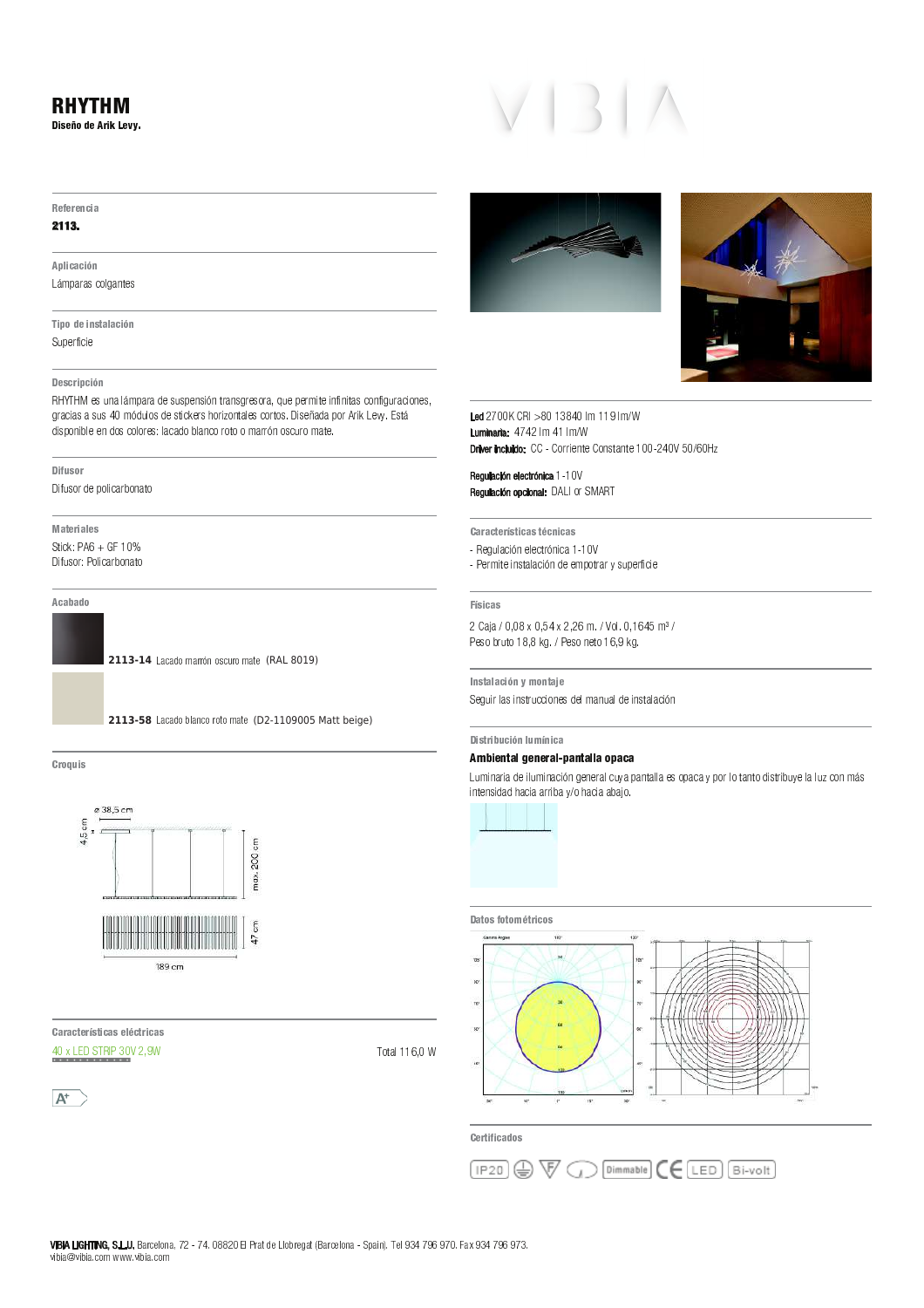# RHYTHM

**Diseño de Arik Levy.**

**Referencia**

**2113.**

**Aplicación**

Lámparas colgantes

**Tipo de instalación**

Superficie

**Descripción**

RHYTHM es una lámpara de suspensión transgresora, que permite infinitas configuraciones, gracias a sus 40 módulos de stickers horizontales cortos. Diseñada por Arik Levy. Está disponible en dos colores: lacado blanco roto o marrón oscuro mate.

**Difusor**

Difusor de policarbonato

**Materiales**

Stick: PA6 + GF 10%
Difusor: Policarbonato

**Acabado**

**2113-14** Lacado marrón oscuro mate (RAL 8019)

**2113-58** Lacado blanco roto mate (D2-1109005 Matt beige)

**Croquis**

ø 38,5 cm
4,5 cm
máx. 200 cm
47 cm
189 cm

**Características eléctricas**

40 x LED STRIP 30V 2,9W — Total 116,0 W

A+

**Led** 2700K CRI >80 13840 lm 119 lm/W
**Luminaria:** 4742 lm 41 lm/W
**Driver Incluido:** CC - Corriente Constante 100-240V 50/60Hz

**Regulación electrónica** 1-10V
**Regulación opcional:** DALI or SMART

**Características técnicas**

- Regulación electrónica 1-10V
- Permite instalación de empotrar y superficie

**Físicas**

2 Caja / 0,08 x 0,54 x 2,26 m. / Vol. 0,1645 m³ /
Peso bruto 18,8 kg. / Peso neto 16,9 kg.

**Instalación y montaje**

Seguir las instrucciones del manual de instalación

**Distribución lumínica**

**Ambiental general-pantalla opaca**

Luminaria de iluminación general cuya pantalla es opaca y por lo tanto distribuye la luz con más intensidad hacia arriba y/o hacia abajo.

**Datos fotométricos**

**Certificados**

IP20 · Dimmable · CE · LED · Bi-volt

**VIBIA LIGHTING, S.L.U.** Barcelona, 72 - 74. 08820 El Prat de Llobregat (Barcelona - Spain). Tel 934 796 970. Fax 934 796 973.
vibia@vibia.com www.vibia.com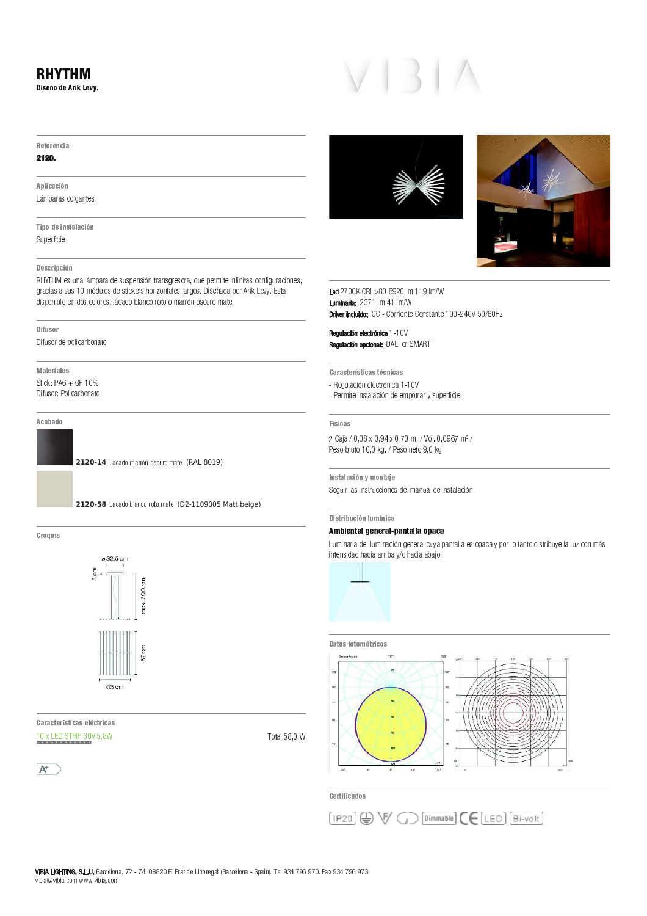# RHYTHM

**Diseño de Arik Levy.**

**Referencia**

**2120.**

**Aplicación**

Lámparas colgantes

**Tipo de instalación**

Superficie

**Descripción**

RHYTHM es una lámpara de suspensión transgresora, que permite infinitas configuraciones, gracias a sus 10 módulos de stickers horizontales largos. Diseñada por Arik Levy. Está disponible en dos colores: lacado blanco roto o marrón oscuro mate.

**Difusor**

Difusor de policarbonato

**Materiales**

Stick: PA6 + GF 10%
Difusor: Policarbonato

**Acabado**

**2120-14** Lacado marrón oscuro mate (RAL 8019)

**2120-58** Lacado blanco roto mate (D2-1109005 Matt beige)

**Croquis**

ø 32,5 cm
4 cm
max. 200 cm
87 cm
63 cm

**Características eléctricas**

10 x LED STRIP 30V 5,8W — Total 58,0 W

A+

**Led** 2700K CRI >80 6920 lm 119 lm/W
**Luminaria:** 2371 lm 41 lm/W
**Driver Incluido:** CC - Corriente Constante 100-240V 50/60Hz

**Regulación electrónica** 1-10V
**Regulación opcional:** DALI or SMART

**Características técnicas**

- Regulación electrónica 1-10V
- Permite instalación de empotrar y superficie

**Físicas**

2 Caja / 0,08 x 0,94 x 0,70 m. / Vol. 0,0967 m³ /
Peso bruto 10,0 kg. / Peso neto 9,0 kg.

**Instalación y montaje**

Seguir las instrucciones del manual de instalación

**Distribución lumínica**

**Ambiental general-pantalla opaca**

Luminaria de iluminación general cuya pantalla es opaca y por lo tanto distribuye la luz con más intensidad hacia arriba y/o hacia abajo.

**Datos fotométricos**

**Certificados**

IP20 · Dimmable · CE · LED · Bi-volt

**VIBIA LIGHTING, S.L.U.** Barcelona, 72 - 74. 08820 El Prat de Llobregat (Barcelona - Spain). Tel 934 796 970. Fax 934 796 973.
vibia@vibia.com www.vibia.com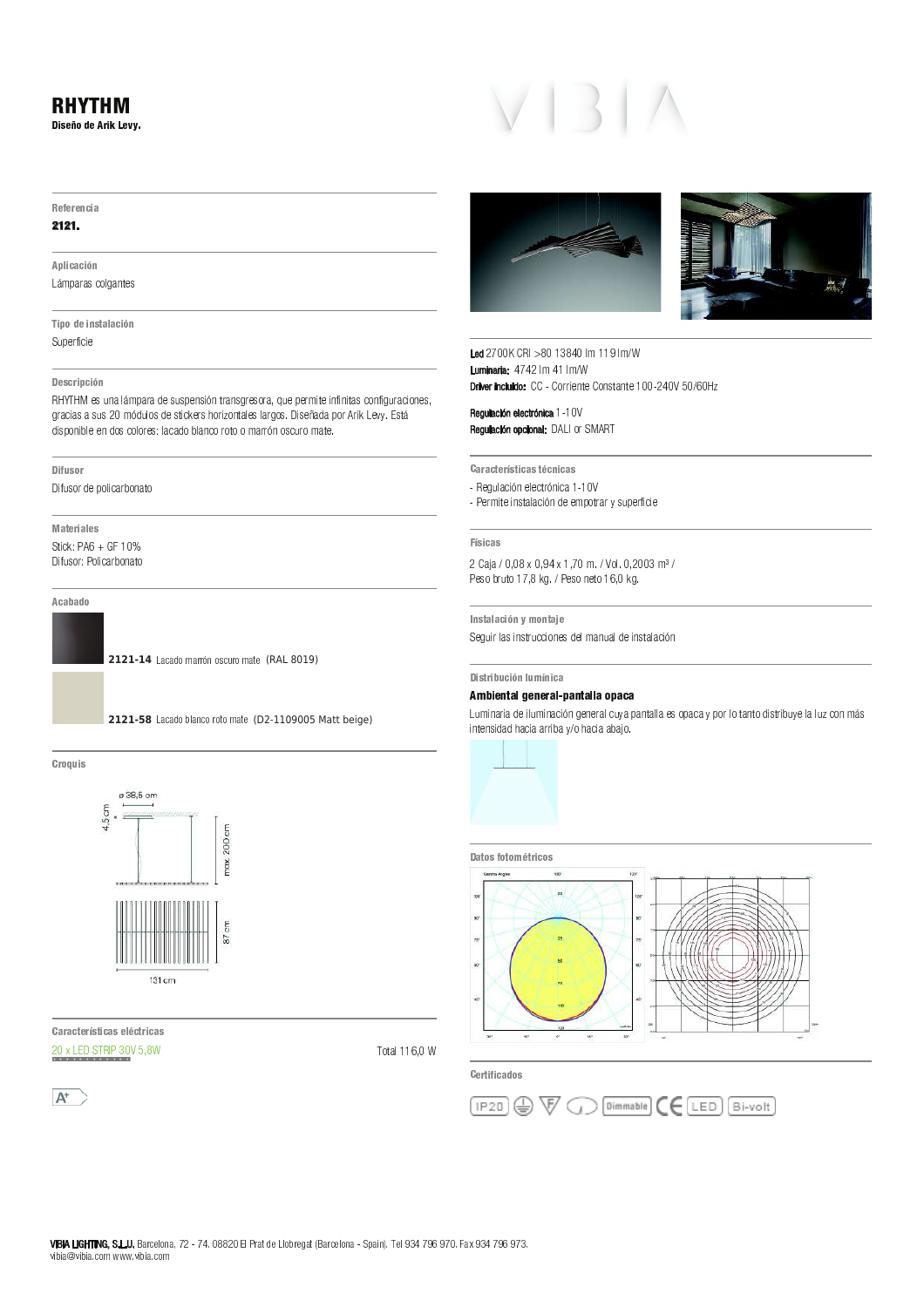# RHYTHM

**Diseño de Arik Levy.**

VIBIA

**Referencia**

**2121.**

**Aplicación**

Lámparas colgantes

**Tipo de instalación**

Superficie

**Descripción**

RHYTHM es una lámpara de suspensión transgresora, que permite infinitas configuraciones, gracias a sus 20 módulos de stickers horizontales largos. Diseñada por Arik Levy. Está disponible en dos colores: lacado blanco roto o marrón oscuro mate.

**Difusor**

Difusor de policarbonato

**Materiales**

Stick: PA6 + GF 10%
Difusor: Policarbonato

**Acabado**

**2121-14** Lacado marrón oscuro mate (RAL 8019)

**2121-58** Lacado blanco roto mate (D2-1109005 Matt beige)

**Croquis**

ø 38,5 cm
4,5 cm
max. 200 cm
87 cm
131 cm

**Características eléctricas**

20 x LED STRIP 30V 5,8W — Total 116,0 W

A+

**Led** 2700K CRI >80 13840 lm 119 lm/W
**Luminaria:** 4742 lm 41 lm/W
**Driver incluido:** CC - Corriente Constante 100-240V 50/60Hz

**Regulación electrónica** 1-10V
**Regulación opcional:** DALI or SMART

**Características técnicas**

- Regulación electrónica 1-10V
- Permite instalación de empotrar y superficie

**Físicas**

2 Caja / 0,08 x 0,94 x 1,70 m. / Vol. 0,2003 m³ /
Peso bruto 17,8 kg. / Peso neto 16,0 kg.

**Instalación y montaje**

Seguir las instrucciones del manual de instalación

**Distribución lumínica**

**Ambiental general-pantalla opaca**

Luminaria de iluminación general cuya pantalla es opaca y por lo tanto distribuye la luz con más intensidad hacia arriba y/o hacia abajo.

**Datos fotométricos**

**Certificados**

IP20 · Dimmable · CE · LED · Bi-volt

**VIBIA LIGHTING, S.L.U.** Barcelona, 72 - 74. 08820 El Prat de Llobregat (Barcelona - Spain). Tel 934 796 970. Fax 934 796 973.
vibia@vibia.com www.vibia.com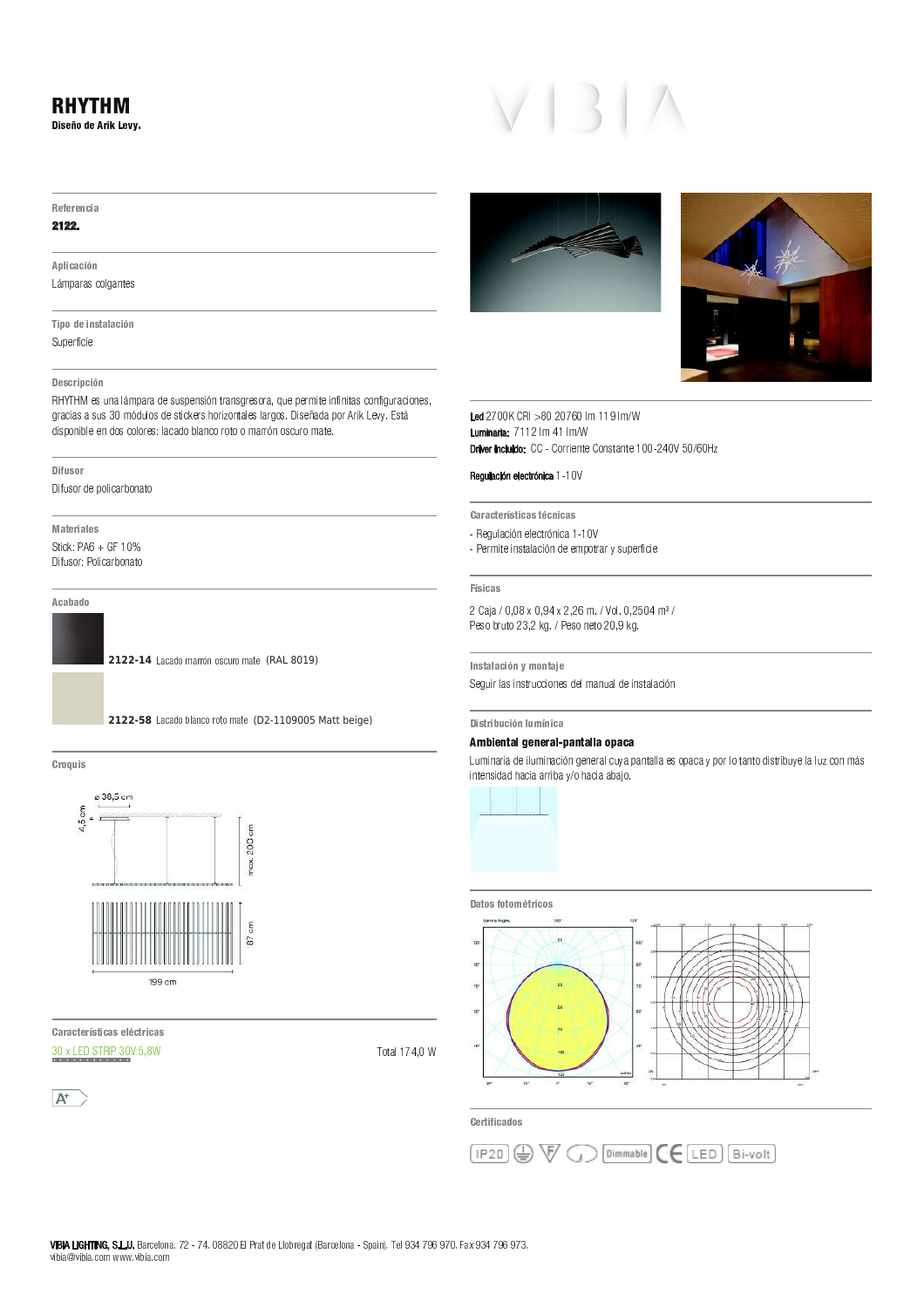# RHYTHM

**Diseño de Arik Levy.**

VIBIA

### Referencia

**2122.**

### Aplicación

Lámparas colgantes

### Tipo de instalación

Superficie

### Descripción

RHYTHM es una lámpara de suspensión transgresora, que permite infinitas configuraciones, gracias a sus 30 módulos de stickers horizontales largos. Diseñada por Arik Levy. Está disponible en dos colores: lacado blanco roto o marrón oscuro mate.

### Difusor

Difusor de policarbonato

### Materiales

Stick: PA6 + GF 10%
Difusor: Policarbonato

### Acabado

**2122-14** Lacado marrón oscuro mate (RAL 8019)

**2122-58** Lacado blanco roto mate (D2-1109005 Matt beige)

### Croquis

ø 38,5 cm
4,5 cm
max. 200 cm
87 cm
199 cm

### Características eléctricas

30 x LED STRIP 30V 5,8W — Total 174,0 W

A+

**Led** 2700K CRI >80 20760 lm 119 lm/W
**Luminaria:** 7112 lm 41 lm/W
**Driver Incluido:** CC - Corriente Constante 100-240V 50/60Hz

**Regulación electrónica** 1-10V

### Características técnicas

- Regulación electrónica 1-10V
- Permite instalación de empotrar y superficie

### Físicas

2 Caja / 0,08 x 0,94 x 2,26 m. / Vol. 0,2504 m³ /
Peso bruto 23,2 kg. / Peso neto 20,9 kg.

### Instalación y montaje

Seguir las instrucciones del manual de instalación

### Distribución lumínica

**Ambiental general-pantalla opaca**

Luminaria de iluminación general cuya pantalla es opaca y por lo tanto distribuye la luz con más intensidad hacia arriba y/o hacia abajo.

### Datos fotométricos

### Certificados

IP20 · Dimmable · CE · LED · Bi-volt

**VIBIA LIGHTING, S.L.U.** Barcelona, 72 - 74. 08820 El Prat de Llobregat (Barcelona - Spain). Tel 934 796 970. Fax 934 796 973.
vibia@vibia.com www.vibia.com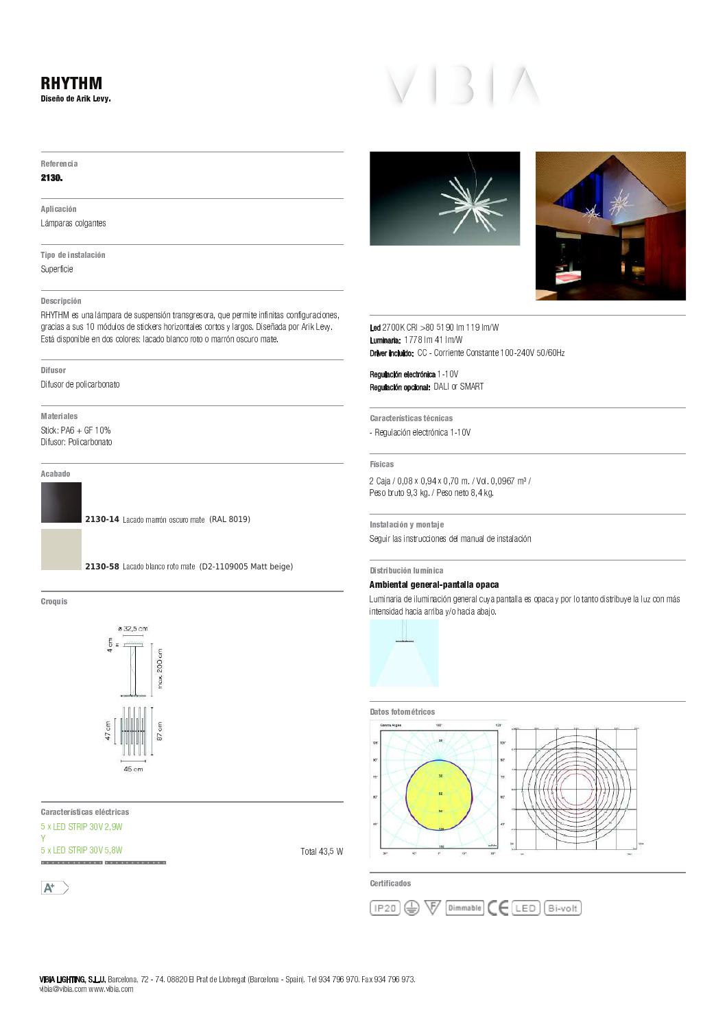# RHYTHM

**Diseño de Arik Levy.**

**Referencia**

**2130.**

**Aplicación**

Lámparas colgantes

**Tipo de instalación**

Superficie

**Descripción**

RHYTHM es una lámpara de suspensión transgresora, que permite infinitas configuraciones, gracias a sus 10 módulos de stickers horizontales cortos y largos. Diseñada por Arik Levy. Está disponible en dos colores: lacado blanco roto o marrón oscuro mate.

**Difusor**

Difusor de policarbonato

**Materiales**

Stick: PA6 + GF 10%
Difusor: Policarbonato

**Acabado**

**2130-14** Lacado marrón oscuro mate (RAL 8019)

**2130-58** Lacado blanco roto mate (D2-1109005 Matt beige)

**Croquis**

ø 32,5 cm
4 cm
máx. 200 cm
47 cm
87 cm
45 cm

**Características eléctricas**

5 x LED STRIP 30V 2,9W
Y
5 x LED STRIP 30V 5,8W

Total 43,5 W

A+

**Led** 2700K CRI >80 5190 lm 119 lm/W
**Luminaria:** 1778 lm 41 lm/W
**Driver Incluido:** CC - Corriente Constante 100-240V 50/60Hz

**Regulación electrónica** 1-10V
**Regulación opcional:** DALI or SMART

**Características técnicas**

- Regulación electrónica 1-10V

**Físicas**

2 Caja / 0,08 x 0,94 x 0,70 m. / Vol. 0,0967 m³ /
Peso bruto 9,3 kg. / Peso neto 8,4 kg.

**Instalación y montaje**

Seguir las instrucciones del manual de instalación

**Distribución lumínica**

**Ambiental general-pantalla opaca**

Luminaria de iluminación general cuya pantalla es opaca y por lo tanto distribuye la luz con más intensidad hacia arriba y/o hacia abajo.

**Datos fotométricos**

**Certificados**

IP20 · Dimmable · CE · LED · Bi-volt

VIBIA LIGHTING, S.L.U. Barcelona, 72 - 74. 08820 El Prat de Llobregat (Barcelona - Spain). Tel 934 796 970. Fax 934 796 973.
vibia@vibia.com www.vibia.com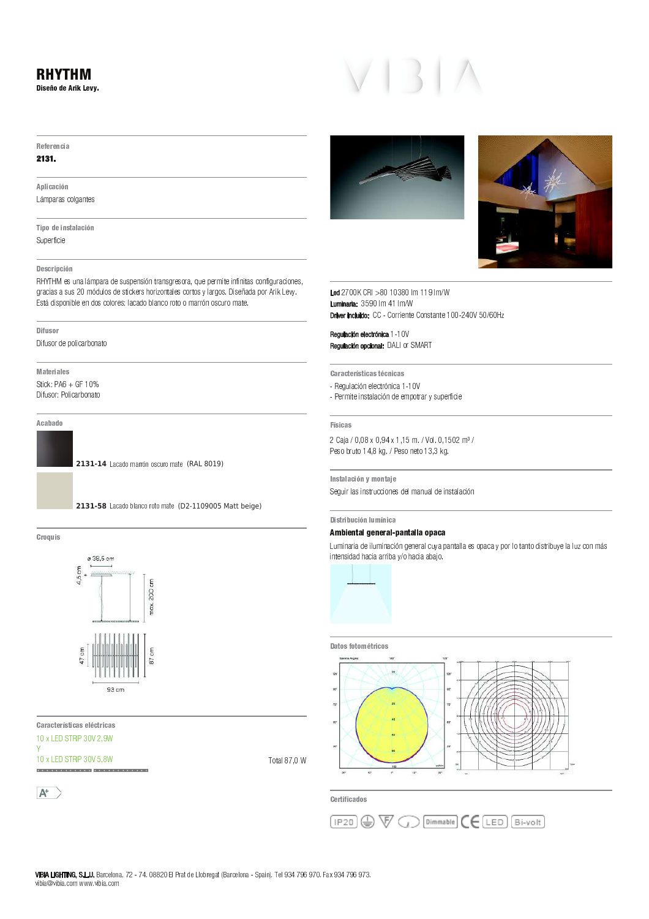# RHYTHM

**Diseño de Arik Levy.**

VIBIA

**Referencia**

**2131.**

**Aplicación**

Lámparas colgantes

**Tipo de instalación**

Superficie

**Descripción**

RHYTHM es una lámpara de suspensión transgresora, que permite infinitas configuraciones, gracias a sus 20 módulos de stickers horizontales cortos y largos. Diseñada por Arik Levy. Está disponible en dos colores: lacado blanco roto o marrón oscuro mate.

**Difusor**

Difusor de policarbonato

**Materiales**

Stick: PA6 + GF 10%
Difusor: Policarbonato

**Acabado**

**2131-14** Lacado marrón oscuro mate (RAL 8019)

**2131-58** Lacado blanco roto mate (D2-1109005 Matt beige)

**Croquis**

ø 38,5 cm
4,5 cm
max. 200 cm
47 cm
87 cm
93 cm

**Características eléctricas**

10 x LED STRIP 30V 2,9W
Y
10 x LED STRIP 30V 5,8W

Total 87,0 W

A+

**Led** 2700K CRI >80 10380 lm 119lm/W
**Luminaria:** 3590 lm 41 lm/W
**Driver Incluido:** CC - Corriente Constante 100-240V 50/60Hz

**Regulación electrónica** 1-10V
**Regulación opcional:** DALI or SMART

**Características técnicas**

- Regulación electrónica 1-10V
- Permite instalación de empotrar y superficie

**Físicas**

2 Caja / 0,08 x 0,94 x 1,15 m. / Vol. 0,1502 m³ /
Peso bruto 14,8 kg. / Peso neto 13,3 kg.

**Instalación y montaje**

Seguir las instrucciones del manual de instalación

**Distribución lumínica**

**Ambiental general-pantalla opaca**

Luminaria de iluminación general cuya pantalla es opaca y por lo tanto distribuye la luz con más intensidad hacia arriba y/o hacia abajo.

**Datos fotométricos**

**Certificados**

IP20 · Dimmable · CE · LED · Bi-volt

**VIBIA LIGHTING, S.L.U.** Barcelona, 72 - 74. 08820 El Prat de Llobregat (Barcelona - Spain). Tel 934 796 970. Fax 934 796 973.
vibia@vibia.com www.vibia.com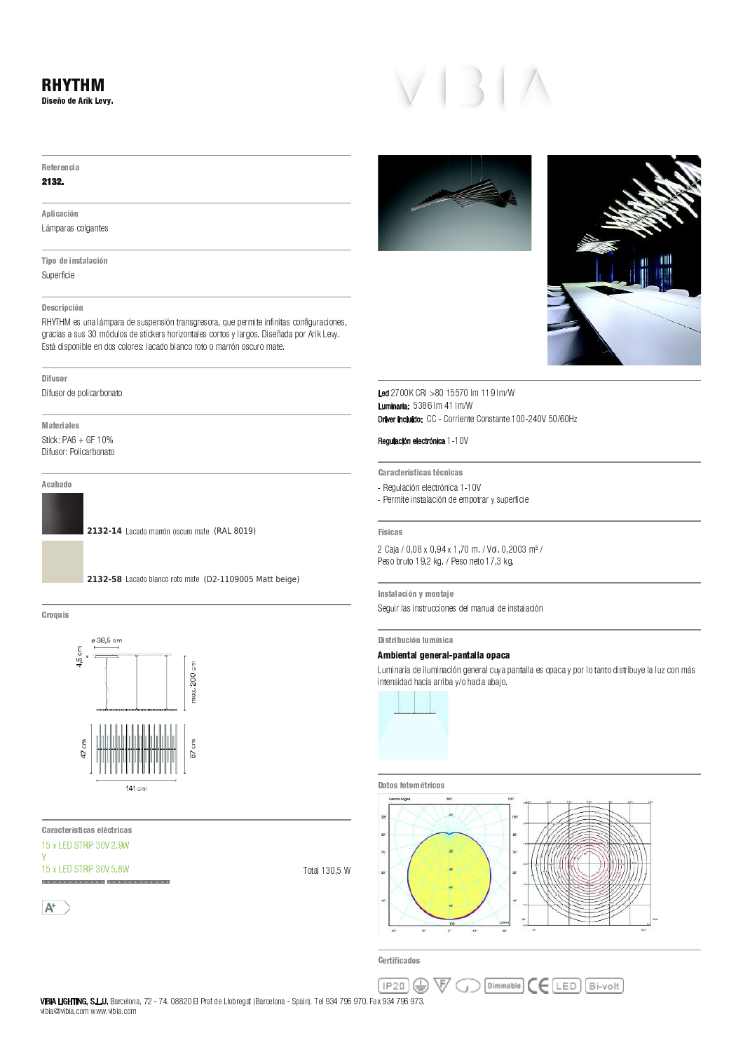# RHYTHM

**Diseño de Arik Levy.**

VIBIA

**Referencia**

**2132.**

**Aplicación**

Lámparas colgantes

**Tipo de instalación**

Superficie

**Descripción**

RHYTHM es una lámpara de suspensión transgresora, que permite infinitas configuraciones, gracias a sus 30 módulos de stickers horizontales cortos y largos. Diseñada por Arik Levy. Está disponible en dos colores: lacado blanco roto o marrón oscuro mate.

**Difusor**

Difusor de policarbonato

**Materiales**

Stick: PA6 + GF 10%
Difusor: Policarbonato

**Acabado**

**2132-14** Lacado marrón oscuro mate (RAL 8019)

**2132-58** Lacado blanco roto mate (D2-1109005 Matt beige)

**Croquis**

ø 38,5 cm
4,5 cm
max. 200 cm
47 cm
67 cm
141 cm

**Características eléctricas**

15 x LED STRIP 30V 2,9W
Y
15 x LED STRIP 30V 5,8W

Total 130,5 W

A+

**Led** 2700K CRI >80 15570 lm 119 lm/W
**Luminaria:** 5386 lm 41 lm/W
**Driver incluido:** CC - Corriente Constante 100-240V 50/60Hz

**Regulación electrónica** 1-10V

**Características técnicas**

- Regulación electrónica 1-10V
- Permite instalación de empotrar y superficie

**Físicas**

2 Caja / 0,08 x 0,94 x 1,70 m. / Vol. 0,2003 m³ /
Peso bruto 19,2 kg. / Peso neto 17,3 kg.

**Instalación y montaje**

Seguir las instrucciones del manual de instalación

**Distribución lumínica**

**Ambiental general-pantalla opaca**

Luminaria de iluminación general cuya pantalla es opaca y por lo tanto distribuye la luz con más intensidad hacia arriba y/o hacia abajo.

**Datos fotométricos**

**Certificados**

IP20 Dimmable CE LED Bi-volt

**VIBIA LIGHTING, S.L.U.** Barcelona, 72 - 74. 08820 El Prat de Llobregat (Barcelona - Spain). Tel 934 796 970. Fax 934 796 973.
vibia@vibia.com www.vibia.com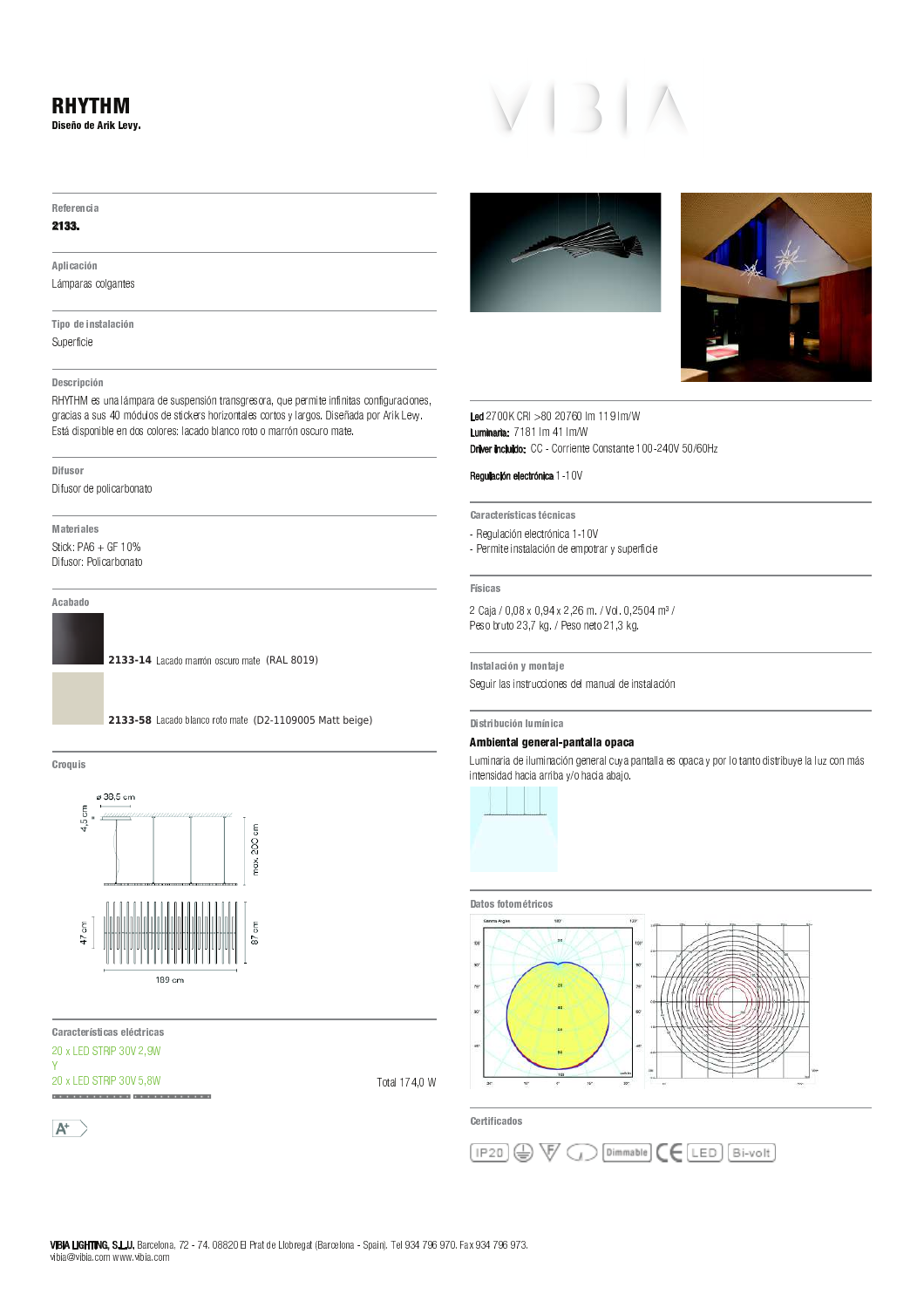# RHYTHM

**Diseño de Arik Levy.**

VIBIA

### Referencia

**2133.**

### Aplicación

Lámparas colgantes

### Tipo de instalación

Superficie

### Descripción

RHYTHM es una lámpara de suspensión transgresora, que permite infinitas configuraciones, gracias a sus 40 módulos de stickers horizontales cortos y largos. Diseñada por Arik Levy. Está disponible en dos colores: lacado blanco roto o marrón oscuro mate.

### Difusor

Difusor de policarbonato

### Materiales

Stick: PA6 + GF 10%
Difusor: Policarbonato

### Acabado

**2133-14** Lacado marrón oscuro mate (RAL 8019)

**2133-58** Lacado blanco roto mate (D2-1109005 Matt beige)

### Croquis

ø 38,5 cm
4,5 cm
máx. 200 cm
47 cm
87 cm
189 cm

### Características eléctricas

20 x LED STRIP 30V 2,9W
Y
20 x LED STRIP 30V 5,8W

Total 174,0 W

A+

**Led** 2700K CRI >80 20760 lm 119 lm/W
**Luminaria:** 7181 lm 41 lm/W
**Driver Incluido:** CC - Corriente Constante 100-240V 50/60Hz

**Regulación electrónica** 1-10V

### Características técnicas

- Regulación electrónica 1-10V
- Permite instalación de empotrar y superficie

### Físicas

2 Caja / 0,08 x 0,94 x 2,26 m. / Vol. 0,2504 m³ /
Peso bruto 23,7 kg. / Peso neto 21,3 kg.

### Instalación y montaje

Seguir las instrucciones del manual de instalación

### Distribución lumínica

**Ambiental general-pantalla opaca**

Luminaria de iluminación general cuya pantalla es opaca y por lo tanto distribuye la luz con más intensidad hacia arriba y/o hacia abajo.

### Datos fotométricos

### Certificados

IP20 · Dimmable · CE · LED · Bi-volt

**VIBIA LIGHTING, S.L.U.** Barcelona, 72 - 74. 08820 El Prat de Llobregat (Barcelona - Spain). Tel 934 796 970. Fax 934 796 973.
vibia@vibia.com www.vibia.com